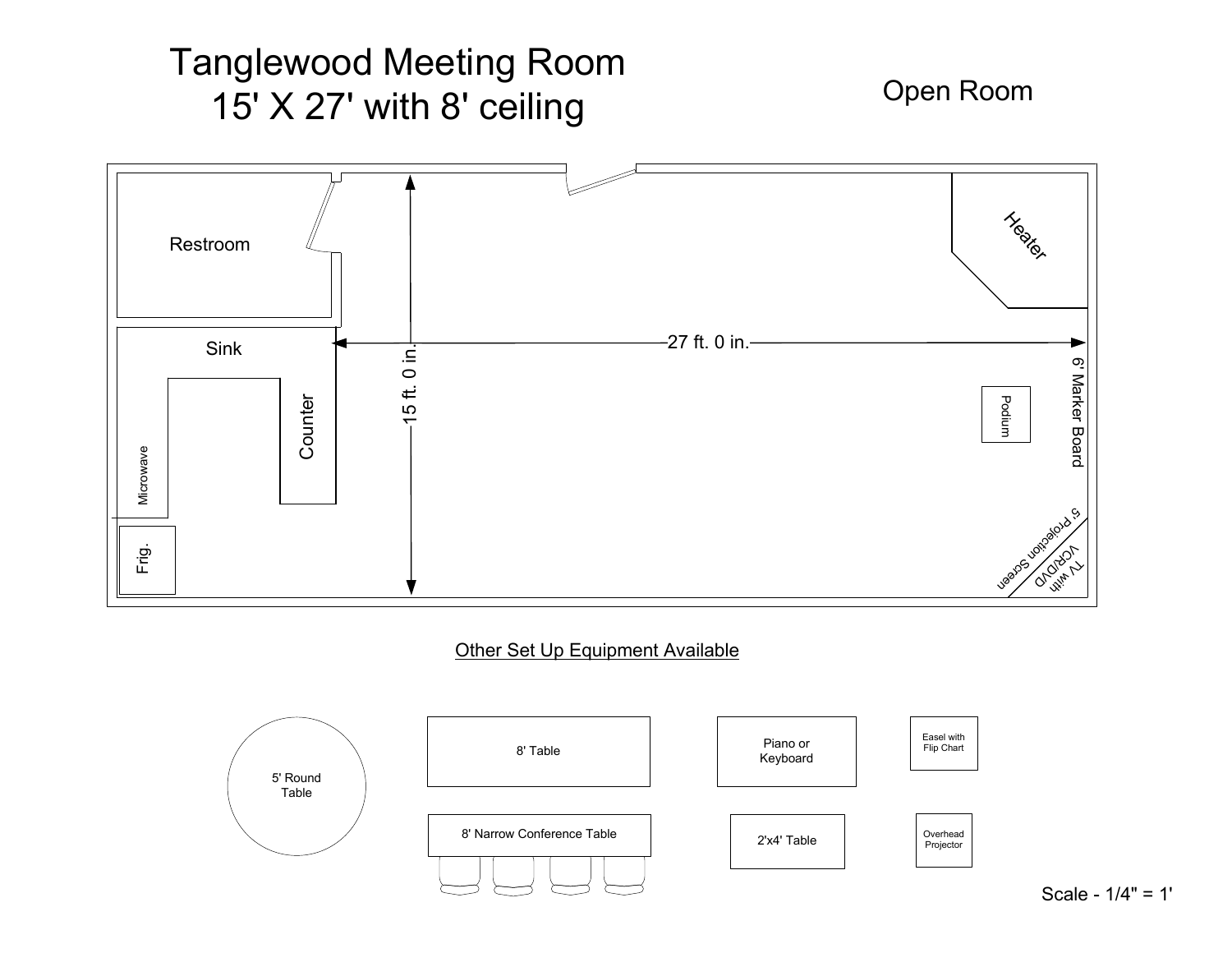# Tanglewood Meeting Room
## 15' X 27' with 8' ceiling

Open Room

Restroom

Sink

Counter

Microwave

Frig.

15 ft. 0 in.

27 ft. 0 in.

Heater

Podium

6' Marker Board

5' Projection Screen

TV with VCR/DVD

Other Set Up Equipment Available

5' Round Table

8' Table

8' Narrow Conference Table

Piano or Keyboard

2'x4' Table

Easel with Flip Chart

Overhead Projector

Scale - 1/4" = 1'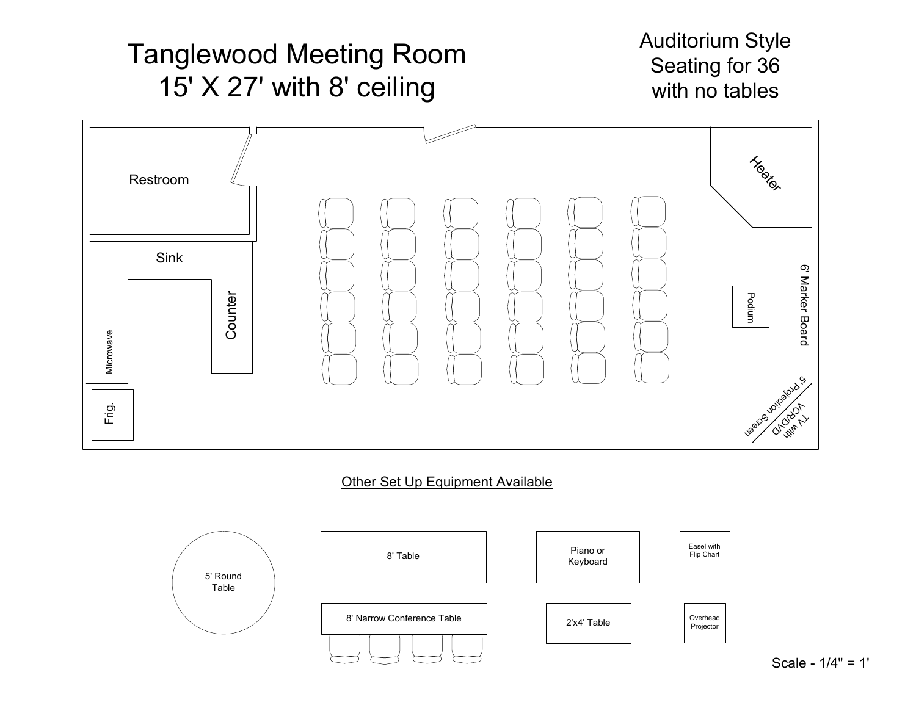# Tanglewood Meeting Room
## 15' X 27' with 8' ceiling

Auditorium Style
Seating for 36
with no tables

Restroom

Sink

Counter

Microwave

Frig.

Heater

Podium

6' Marker Board

5' Projection Screen

TV with VCR/DVD

Other Set Up Equipment Available

5' Round Table

8' Table

8' Narrow Conference Table

Piano or Keyboard

2'x4' Table

Easel with Flip Chart

Overhead Projector

Scale - 1/4" = 1'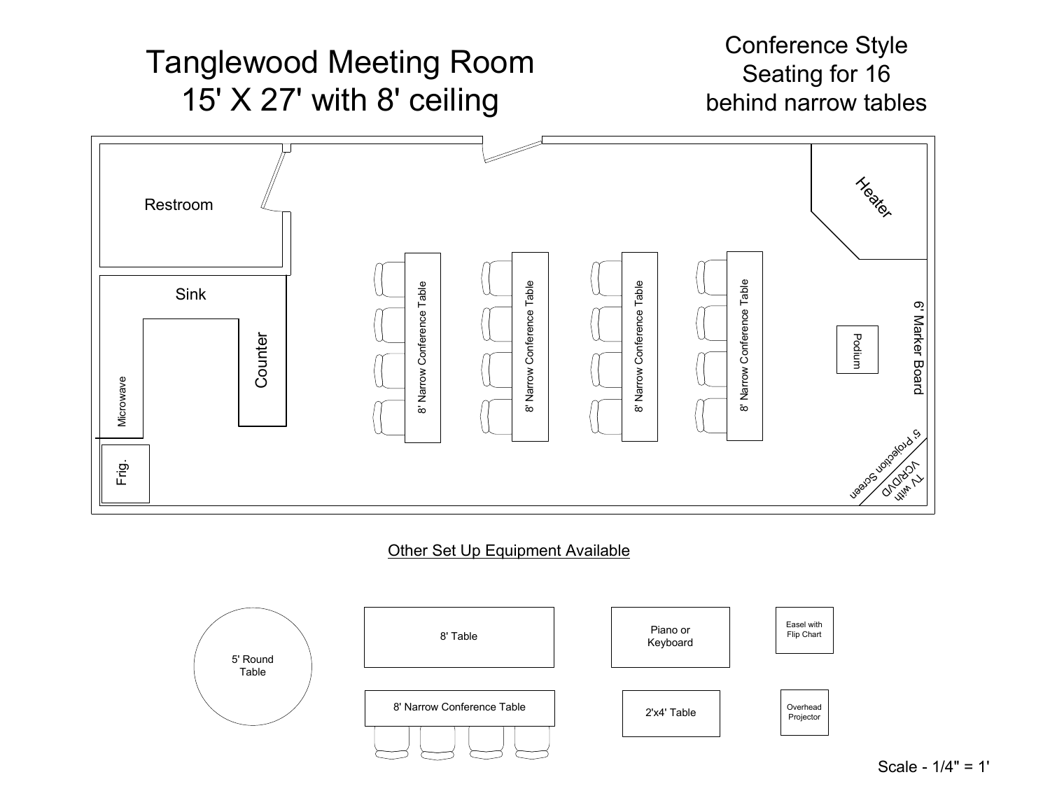# Tanglewood Meeting Room
## 15' X 27' with 8' ceiling

Conference Style
Seating for 16
behind narrow tables

Restroom

Sink

Counter

Microwave

Frig.

8' Narrow Conference Table

8' Narrow Conference Table

8' Narrow Conference Table

8' Narrow Conference Table

Heater

Podium

6' Marker Board

5' Projection Screen

TV with VCR/DVD

Other Set Up Equipment Available

5' Round Table

8' Table

8' Narrow Conference Table

Piano or Keyboard

2'x4' Table

Easel with Flip Chart

Overhead Projector

Scale - 1/4" = 1'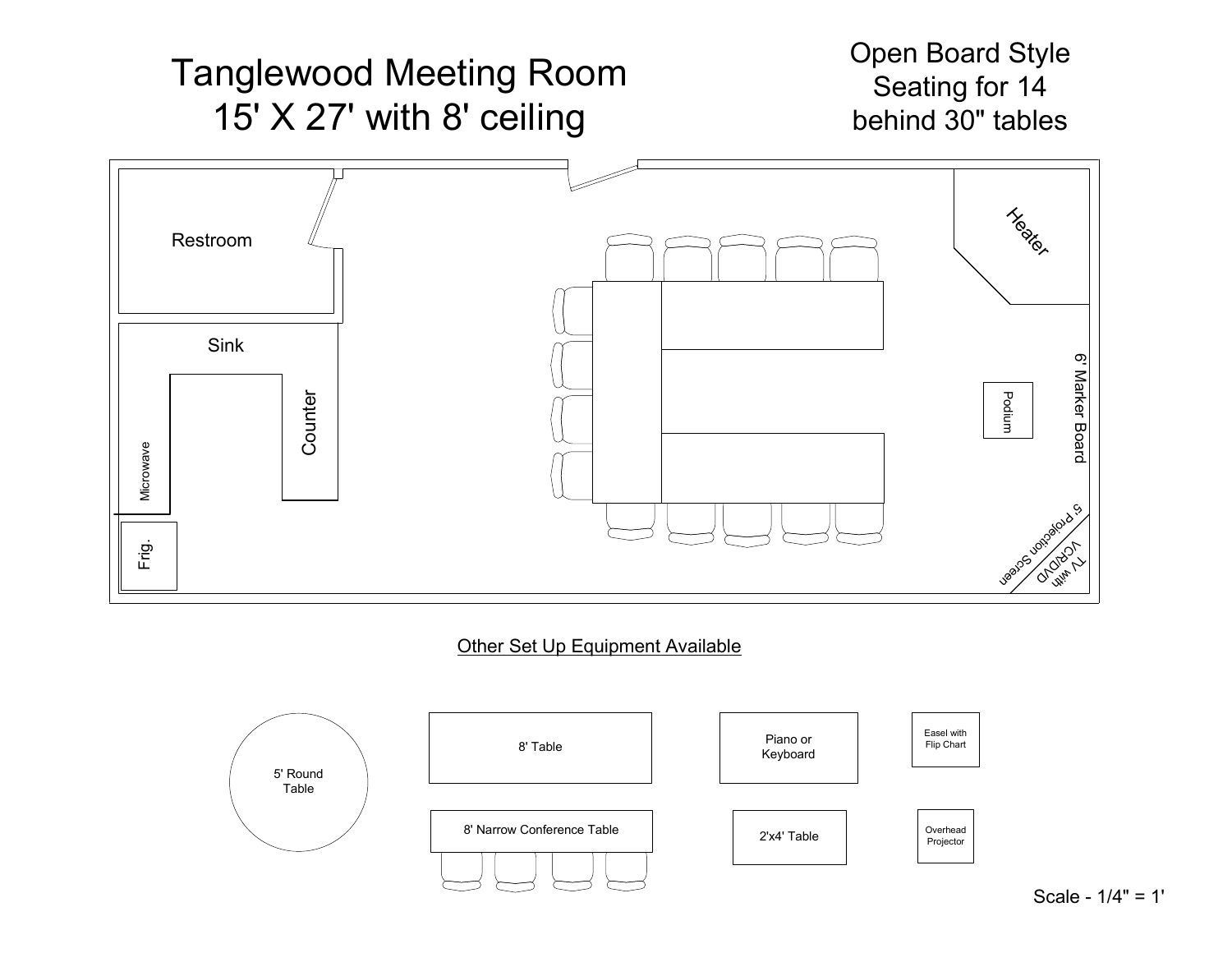# Tanglewood Meeting Room
# 15' X 27' with 8' ceiling

Open Board Style
Seating for 14
behind 30" tables

Restroom

Sink

Counter

Microwave

Frig.

Heater

Podium

6' Marker Board

5' Projection Screen

TV with VCR/DVD

Other Set Up Equipment Available

5' Round Table

8' Table

8' Narrow Conference Table

Piano or Keyboard

2'x4' Table

Easel with Flip Chart

Overhead Projector

Scale - 1/4" = 1'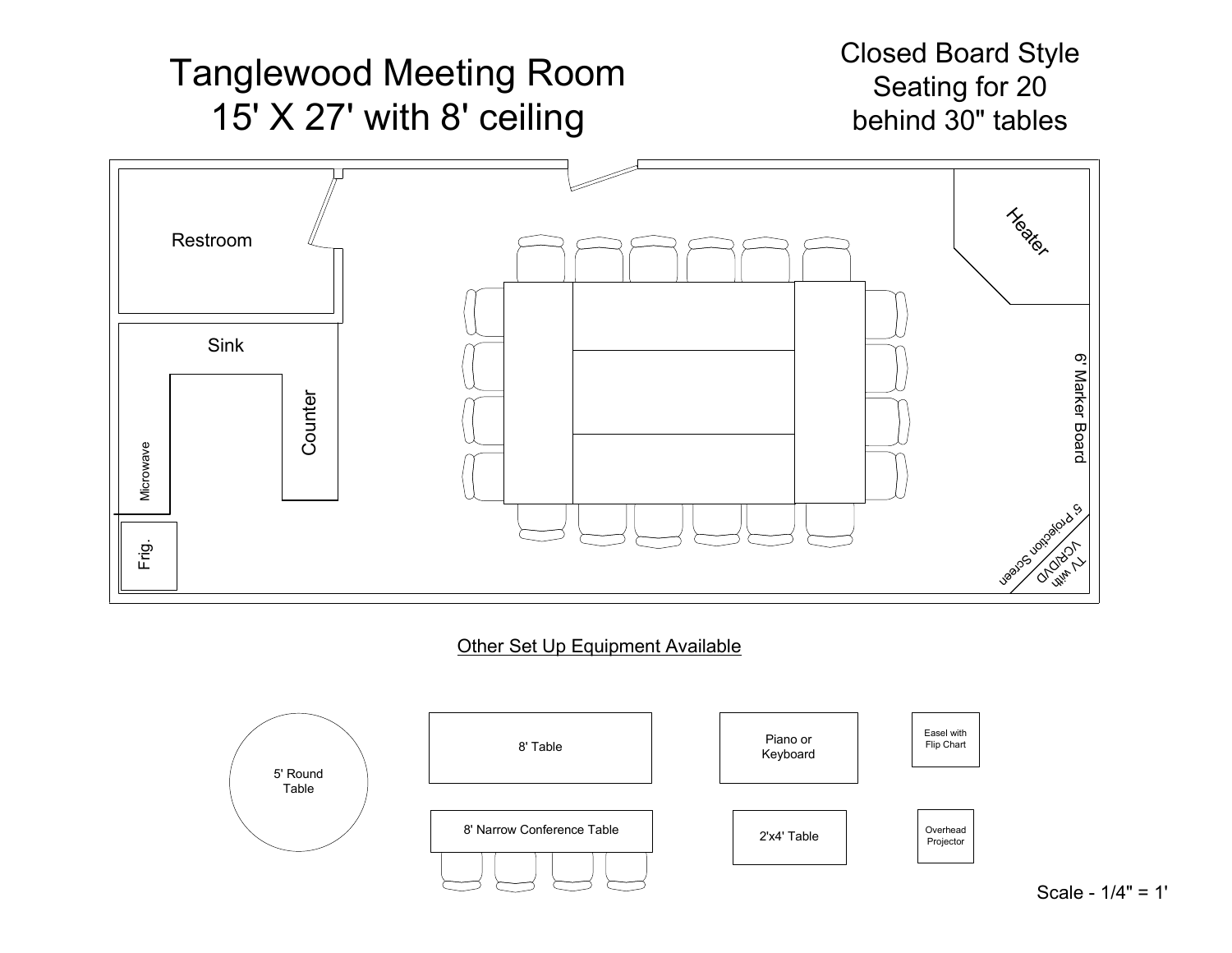# Tanglewood Meeting Room
## 15' X 27' with 8' ceiling

Closed Board Style
Seating for 20
behind 30" tables

Restroom

Sink

Counter

Microwave

Frig.

Heater

6' Marker Board

5' Projection Screen

TV with VCR/DVD

Other Set Up Equipment Available

5' Round Table

8' Table

8' Narrow Conference Table

Piano or Keyboard

2'x4' Table

Easel with Flip Chart

Overhead Projector

Scale - 1/4" = 1'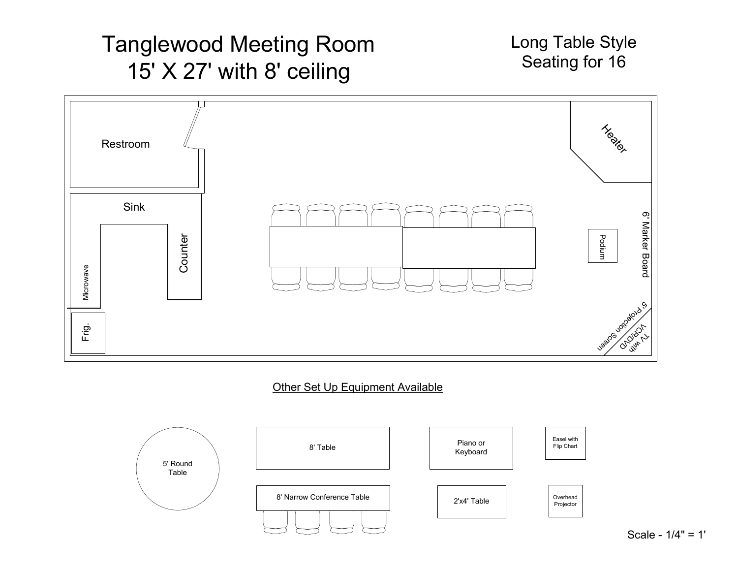# Tanglewood Meeting Room
## 15' X 27' with 8' ceiling

Long Table Style
Seating for 16

Restroom

Heater

Sink

Counter

Microwave

Frig.

Podium

6' Marker Board

5' Projection Screen

TV with VCR/DVD

Other Set Up Equipment Available

5' Round Table

8' Table

8' Narrow Conference Table

Piano or Keyboard

2'x4' Table

Easel with Flip Chart

Overhead Projector

Scale - 1/4" = 1'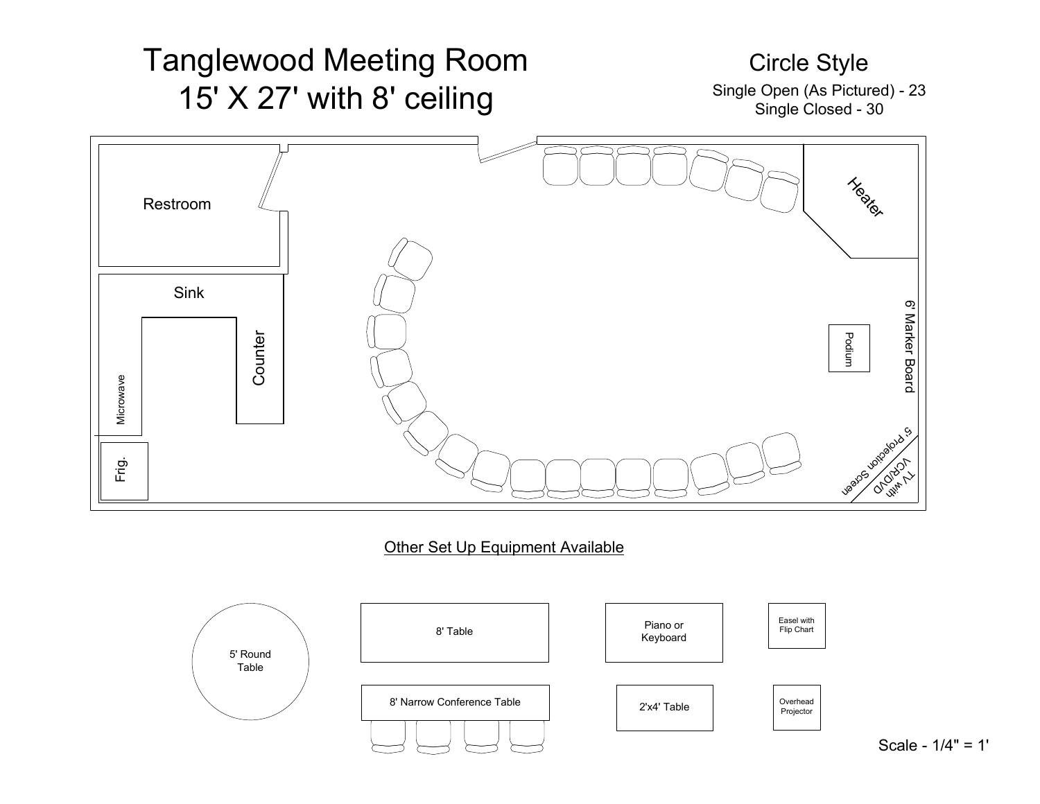# Tanglewood Meeting Room
## 15' X 27' with 8' ceiling

**Circle Style**

Single Open (As Pictured) - 23
Single Closed - 30

Restroom

Sink

Counter

Microwave

Frig.

Heater

Podium

6' Marker Board

5' Projection Screen

TV with VCR/DVD

Other Set Up Equipment Available

5' Round Table

8' Table

8' Narrow Conference Table

Piano or Keyboard

2'x4' Table

Easel with Flip Chart

Overhead Projector

Scale - 1/4" = 1'